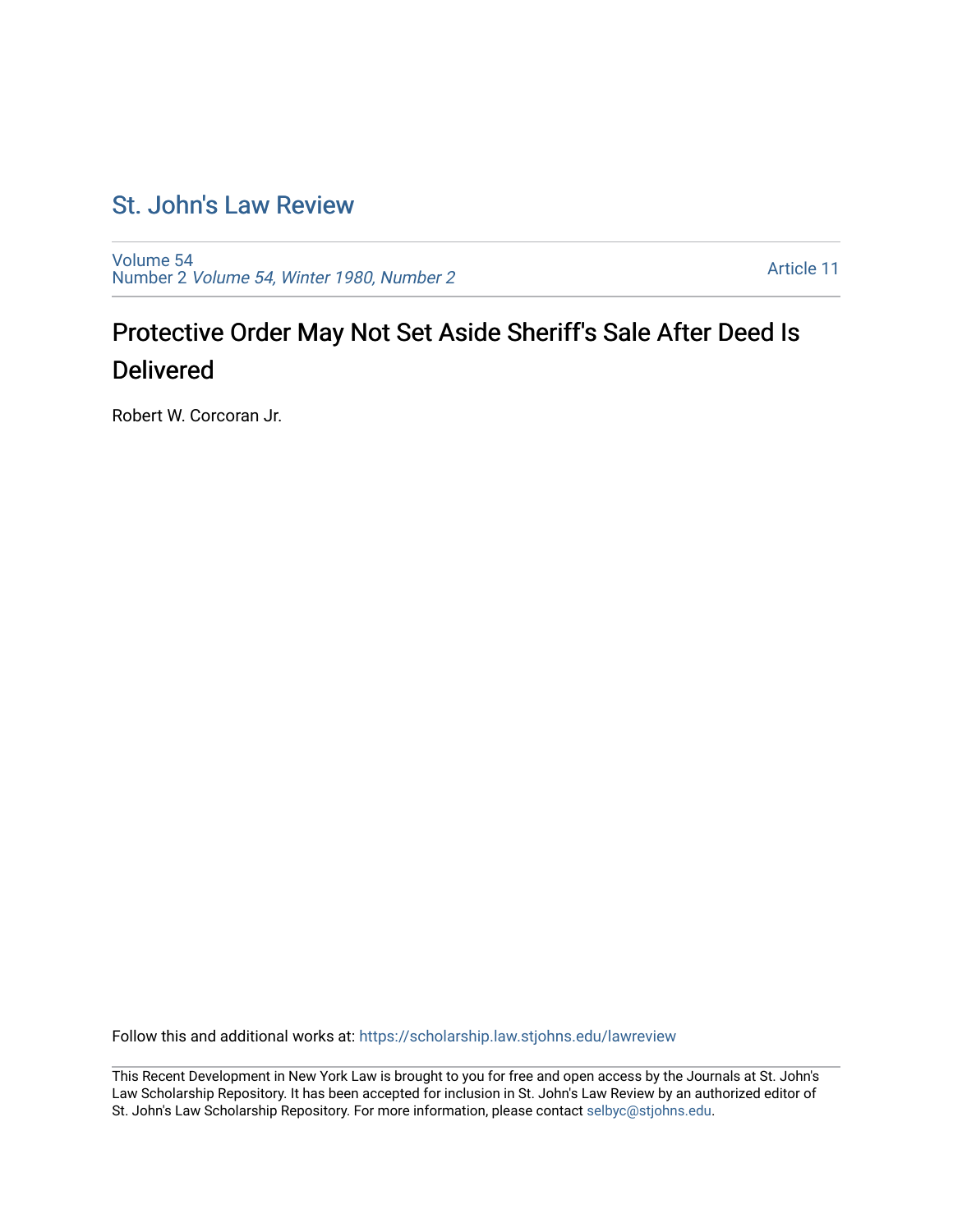# St. John's Law Review

Volume 54
Number 2 *Volume 54, Winter 1980, Number 2*

Article 11

## Protective Order May Not Set Aside Sheriff's Sale After Deed Is Delivered

Robert W. Corcoran Jr.

Follow this and additional works at: https://scholarship.law.stjohns.edu/lawreview

This Recent Development in New York Law is brought to you for free and open access by the Journals at St. John's Law Scholarship Repository. It has been accepted for inclusion in St. John's Law Review by an authorized editor of St. John's Law Scholarship Repository. For more information, please contact selbyc@stjohns.edu.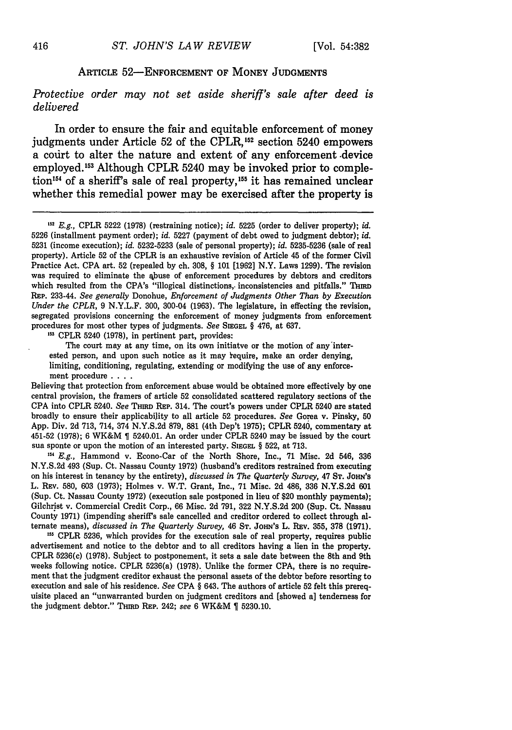## ARTICLE 52—ENFORCEMENT OF MONEY JUDGMENTS

### *Protective order may not set aside sheriff's sale after deed is delivered*

In order to ensure the fair and equitable enforcement of money judgments under Article 52 of the CPLR,[152] section 5240 empowers a court to alter the nature and extent of any enforcement device employed.[153] Although CPLR 5240 may be invoked prior to completion[154] of a sheriff's sale of real property,[155] it has remained unclear whether this remedial power may be exercised after the property is

---

[152] *E.g.*, CPLR 5222 (1978) (restraining notice); *id.* 5225 (order to deliver property); *id.* 5226 (installment payment order); *id.* 5227 (payment of debt owed to judgment debtor); *id.* 5231 (income execution); *id.* 5232-5233 (sale of personal property); *id.* 5235-5236 (sale of real property). Article 52 of the CPLR is an exhaustive revision of Article 45 of the former Civil Practice Act. CPA art. 52 (repealed by ch. 308, § 101 [1962] N.Y. Laws 1299). The revision was required to eliminate the abuse of enforcement procedures by debtors and creditors which resulted from the CPA's "illogical distinctions, inconsistencies and pitfalls." THIRD REP. 233-44. *See generally* Donohue, *Enforcement of Judgments Other Than by Execution Under the CPLR*, 9 N.Y.L.F. 300, 300-04 (1963). The legislature, in effecting the revision, segregated provisions concerning the enforcement of money judgments from enforcement procedures for most other types of judgments. *See* SIEGEL § 476, at 637.

[153] CPLR 5240 (1978), in pertinent part, provides:

> The court may at any time, on its own initiatve or the motion of any interested person, and upon such notice as it may require, make an order denying, limiting, conditioning, regulating, extending or modifying the use of any enforcement procedure . . . .

Believing that protection from enforcement abuse would be obtained more effectively by one central provision, the framers of article 52 consolidated scattered regulatory sections of the CPA into CPLR 5240. *See* THIRD REP. 314. The court's powers under CPLR 5240 are stated broadly to ensure their applicability to all article 52 procedures. *See* Gorea v. Pinsky, 50 App. Div. 2d 713, 714, 374 N.Y.S.2d 879, 881 (4th Dep't 1975); CPLR 5240, commentary at 451-52 (1978); 6 WK&M ¶ 5240.01. An order under CPLR 5240 may be issued by the court sua sponte or upon the motion of an interested party. SIEGEL § 522, at 713.

[154] *E.g.*, Hammond v. Econo-Car of the North Shore, Inc., 71 Misc. 2d 546, 336 N.Y.S.2d 493 (Sup. Ct. Nassau County 1972) (husband's creditors restrained from executing on his interest in tenancy by the entirety), *discussed in The Quarterly Survey*, 47 ST. JOHN'S L. REV. 580, 603 (1973); Holmes v. W.T. Grant, Inc., 71 Misc. 2d 486, 336 N.Y.S.2d 601 (Sup. Ct. Nassau County 1972) (execution sale postponed in lieu of $20 monthly payments); Gilchrist v. Commercial Credit Corp., 66 Misc. 2d 791, 322 N.Y.S.2d 200 (Sup. Ct. Nassau County 1971) (impending sheriff's sale cancelled and creditor ordered to collect through alternate means), *discussed in The Quarterly Survey*, 46 ST. JOHN'S L. REV. 355, 378 (1971).

[155] CPLR 5236, which provides for the execution sale of real property, requires public advertisement and notice to the debtor and to all creditors having a lien in the property. CPLR 5236(c) (1978). Subject to postponement, it sets a sale date between the 8th and 9th weeks following notice. CPLR 5236(a) (1978). Unlike the former CPA, there is no requirement that the judgment creditor exhaust the personal assets of the debtor before resorting to execution and sale of his residence. *See* CPA § 643. The authors of article 52 felt this prerequisite placed an "unwarranted burden on judgment creditors and [showed a] tenderness for the judgment debtor." THIRD REP. 242; *see* 6 WK&M ¶ 5230.10.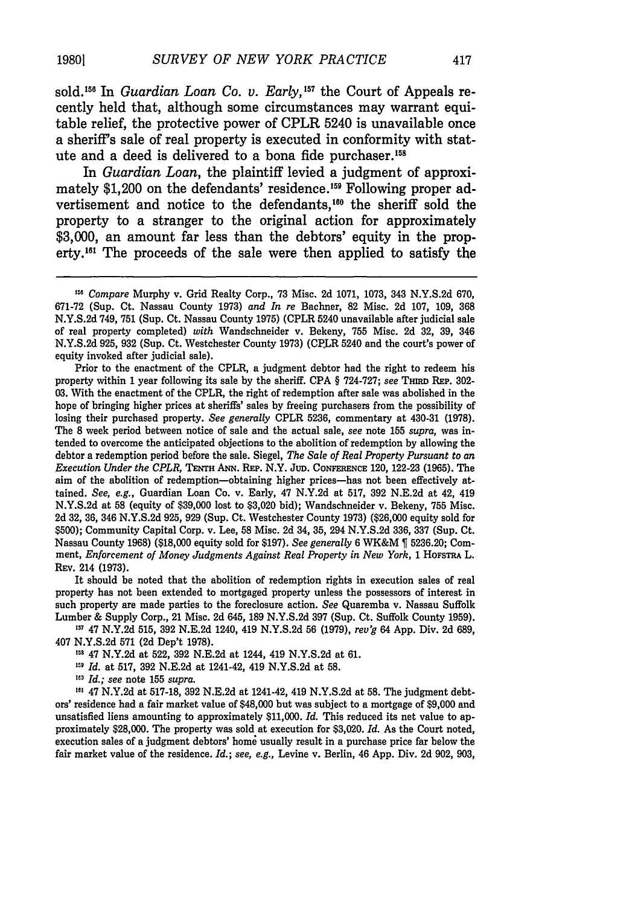sold.[156] In *Guardian Loan Co. v. Early,*[157] the Court of Appeals recently held that, although some circumstances may warrant equitable relief, the protective power of CPLR 5240 is unavailable once a sheriff's sale of real property is executed in conformity with statute and a deed is delivered to a bona fide purchaser.[158]

In *Guardian Loan*, the plaintiff levied a judgment of approximately $1,200 on the defendants' residence.[159] Following proper advertisement and notice to the defendants,[160] the sheriff sold the property to a stranger to the original action for approximately $3,000, an amount far less than the debtors' equity in the property.[161] The proceeds of the sale were then applied to satisfy the

---

[156] *Compare* Murphy v. Grid Realty Corp., 73 Misc. 2d 1071, 1073, 343 N.Y.S.2d 670, 671-72 (Sup. Ct. Nassau County 1973) *and In re* Bachner, 82 Misc. 2d 107, 109, 368 N.Y.S.2d 749, 751 (Sup. Ct. Nassau County 1975) (CPLR 5240 unavailable after judicial sale of real property completed) *with* Wandschneider v. Bekeny, 755 Misc. 2d 32, 39, 346 N.Y.S.2d 925, 932 (Sup. Ct. Westchester County 1973) (CPLR 5240 and the court's power of equity invoked after judicial sale).

Prior to the enactment of the CPLR, a judgment debtor had the right to redeem his property within 1 year following its sale by the sheriff. CPA § 724-727; *see* THIRD REP. 302-03. With the enactment of the CPLR, the right of redemption after sale was abolished in the hope of bringing higher prices at sheriffs' sales by freeing purchasers from the possibility of losing their purchased property. *See generally* CPLR 5236, commentary at 430-31 (1978). The 8 week period between notice of sale and the actual sale, *see* note 155 *supra*, was intended to overcome the anticipated objections to the abolition of redemption by allowing the debtor a redemption period before the sale. Siegel, *The Sale of Real Property Pursuant to an Execution Under the CPLR,* TENTH ANN. REP. N.Y. JUD. CONFERENCE 120, 122-23 (1965). The aim of the abolition of redemption—obtaining higher prices—has not been effectively attained. *See, e.g.,* Guardian Loan Co. v. Early, 47 N.Y.2d at 517, 392 N.E.2d at 42, 419 N.Y.S.2d at 58 (equity of $39,000 lost to $3,020 bid); Wandschneider v. Bekeny, 755 Misc. 2d 32, 36, 346 N.Y.S.2d 925, 929 (Sup. Ct. Westchester County 1973) ($26,000 equity sold for $500); Community Capital Corp. v. Lee, 58 Misc. 2d 34, 35, 294 N.Y.S.2d 336, 337 (Sup. Ct. Nassau County 1968) ($18,000 equity sold for $197). *See generally* 6 WK&M ¶ 5236.20; Comment, *Enforcement of Money Judgments Against Real Property in New York,* 1 HOFSTRA L. REV. 214 (1973).

It should be noted that the abolition of redemption rights in execution sales of real property has not been extended to mortgaged property unless the possessors of interest in such property are made parties to the foreclosure action. *See* Quaremba v. Nassau Suffolk Lumber & Supply Corp., 21 Misc. 2d 645, 189 N.Y.S.2d 397 (Sup. Ct. Suffolk County 1959).

[157] 47 N.Y.2d 515, 392 N.E.2d 1240, 419 N.Y.S.2d 56 (1979), *rev'g* 64 App. Div. 2d 689, 407 N.Y.S.2d 571 (2d Dep't 1978).

[158] 47 N.Y.2d at 522, 392 N.E.2d at 1244, 419 N.Y.S.2d at 61.

[159] *Id.* at 517, 392 N.E.2d at 1241-42, 419 N.Y.S.2d at 58.

[160] *Id.; see* note 155 *supra.*

[161] 47 N.Y.2d at 517-18, 392 N.E.2d at 1241-42, 419 N.Y.S.2d at 58. The judgment debtors' residence had a fair market value of $48,000 but was subject to a mortgage of $9,000 and unsatisfied liens amounting to approximately $11,000. *Id.* This reduced its net value to approximately $28,000. The property was sold at execution for $3,020. *Id.* As the Court noted, execution sales of a judgment debtors' home usually result in a purchase price far below the fair market value of the residence. *Id.; see, e.g.,* Levine v. Berlin, 46 App. Div. 2d 902, 903,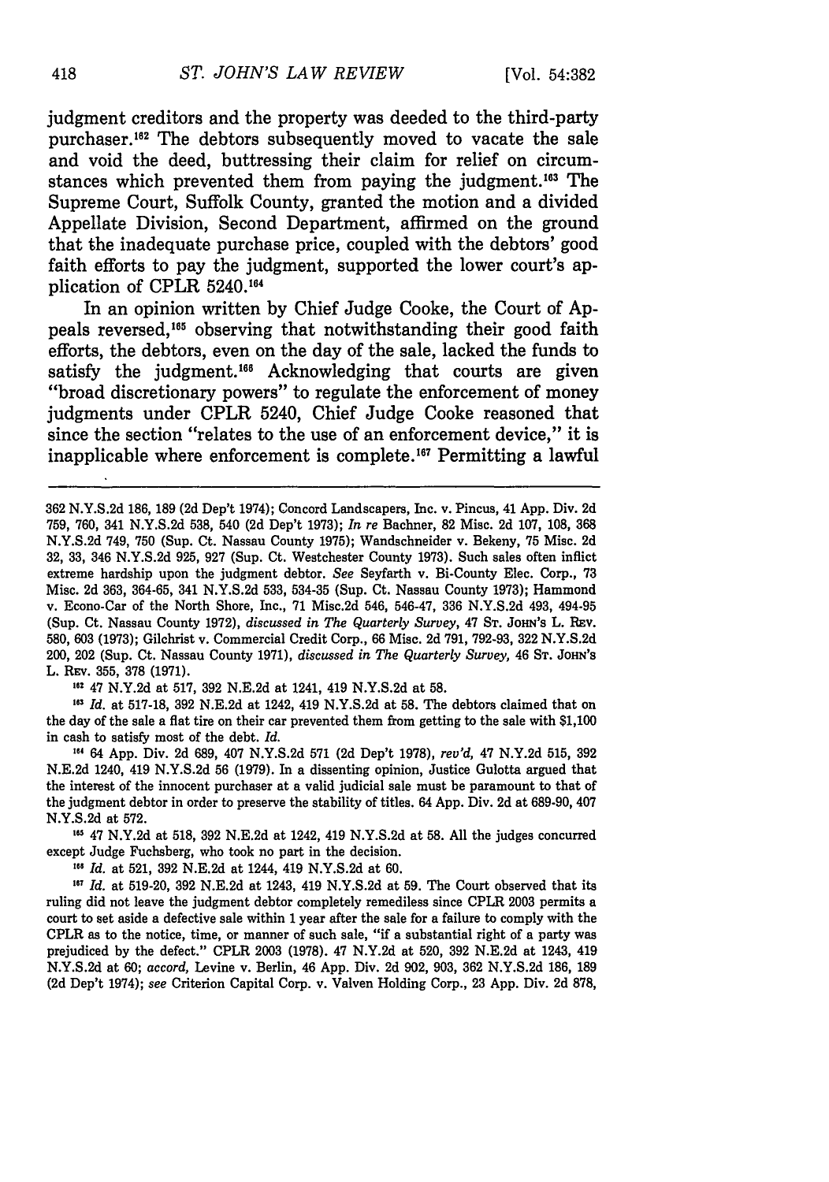judgment creditors and the property was deeded to the third-party purchaser.[162] The debtors subsequently moved to vacate the sale and void the deed, buttressing their claim for relief on circumstances which prevented them from paying the judgment.[163] The Supreme Court, Suffolk County, granted the motion and a divided Appellate Division, Second Department, affirmed on the ground that the inadequate purchase price, coupled with the debtors' good faith efforts to pay the judgment, supported the lower court's application of CPLR 5240.[164]

In an opinion written by Chief Judge Cooke, the Court of Appeals reversed,[165] observing that notwithstanding their good faith efforts, the debtors, even on the day of the sale, lacked the funds to satisfy the judgment.[166] Acknowledging that courts are given "broad discretionary powers" to regulate the enforcement of money judgments under CPLR 5240, Chief Judge Cooke reasoned that since the section "relates to the use of an enforcement device," it is inapplicable where enforcement is complete.[167] Permitting a lawful

---

362 N.Y.S.2d 186, 189 (2d Dep't 1974); Concord Landscapers, Inc. v. Pincus, 41 App. Div. 2d 759, 760, 341 N.Y.S.2d 538, 540 (2d Dep't 1973); *In re* Bachner, 82 Misc. 2d 107, 108, 368 N.Y.S.2d 749, 750 (Sup. Ct. Nassau County 1975); Wandschneider v. Bekeny, 75 Misc. 2d 32, 33, 346 N.Y.S.2d 925, 927 (Sup. Ct. Westchester County 1973). Such sales often inflict extreme hardship upon the judgment debtor. *See* Seyfarth v. Bi-County Elec. Corp., 73 Misc. 2d 363, 364-65, 341 N.Y.S.2d 533, 534-35 (Sup. Ct. Nassau County 1973); Hammond v. Econo-Car of the North Shore, Inc., 71 Misc.2d 546, 546-47, 336 N.Y.S.2d 493, 494-95 (Sup. Ct. Nassau County 1972), *discussed in The Quarterly Survey*, 47 ST. JOHN'S L. REV. 580, 603 (1973); Gilchrist v. Commercial Credit Corp., 66 Misc. 2d 791, 792-93, 322 N.Y.S.2d 200, 202 (Sup. Ct. Nassau County 1971), *discussed in The Quarterly Survey*, 46 ST. JOHN'S L. REV. 355, 378 (1971).

[162] 47 N.Y.2d at 517, 392 N.E.2d at 1241, 419 N.Y.S.2d at 58.

[163] *Id.* at 517-18, 392 N.E.2d at 1242, 419 N.Y.S.2d at 58. The debtors claimed that on the day of the sale a flat tire on their car prevented them from getting to the sale with $1,100 in cash to satisfy most of the debt. *Id.*

[164] 64 App. Div. 2d 689, 407 N.Y.S.2d 571 (2d Dep't 1978), *rev'd*, 47 N.Y.2d 515, 392 N.E.2d 1240, 419 N.Y.S.2d 56 (1979). In a dissenting opinion, Justice Gulotta argued that the interest of the innocent purchaser at a valid judicial sale must be paramount to that of the judgment debtor in order to preserve the stability of titles. 64 App. Div. 2d at 689-90, 407 N.Y.S.2d at 572.

[165] 47 N.Y.2d at 518, 392 N.E.2d at 1242, 419 N.Y.S.2d at 58. All the judges concurred except Judge Fuchsberg, who took no part in the decision.

[166] *Id.* at 521, 392 N.E.2d at 1244, 419 N.Y.S.2d at 60.

[167] *Id.* at 519-20, 392 N.E.2d at 1243, 419 N.Y.S.2d at 59. The Court observed that its ruling did not leave the judgment debtor completely remediless since CPLR 2003 permits a court to set aside a defective sale within 1 year after the sale for a failure to comply with the CPLR as to the notice, time, or manner of such sale, "if a substantial right of a party was prejudiced by the defect." CPLR 2003 (1978). 47 N.Y.2d at 520, 392 N.E.2d at 1243, 419 N.Y.S.2d at 60; *accord*, Levine v. Berlin, 46 App. Div. 2d 902, 903, 362 N.Y.S.2d 186, 189 (2d Dep't 1974); *see* Criterion Capital Corp. v. Valven Holding Corp., 23 App. Div. 2d 878,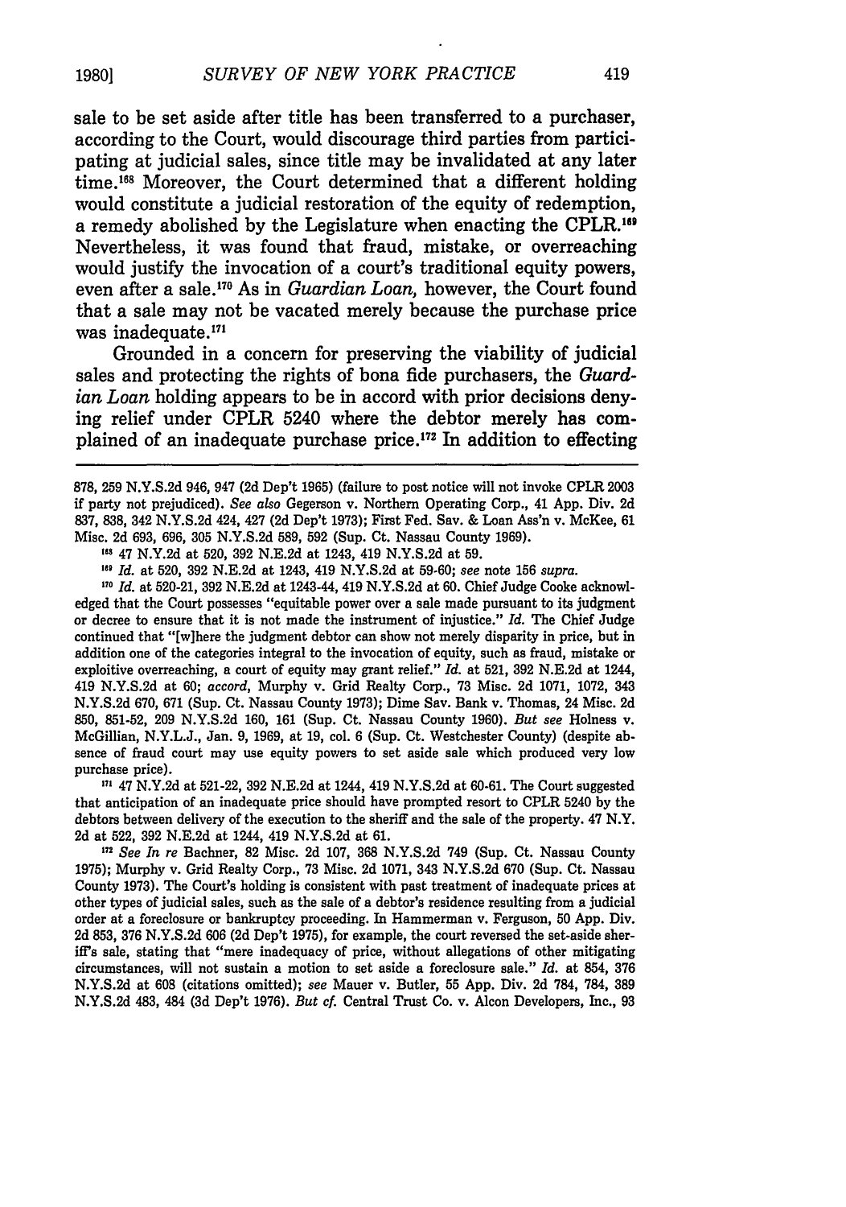sale to be set aside after title has been transferred to a purchaser, according to the Court, would discourage third parties from participating at judicial sales, since title may be invalidated at any later time.[168] Moreover, the Court determined that a different holding would constitute a judicial restoration of the equity of redemption, a remedy abolished by the Legislature when enacting the CPLR.[169] Nevertheless, it was found that fraud, mistake, or overreaching would justify the invocation of a court's traditional equity powers, even after a sale.[170] As in *Guardian Loan,* however, the Court found that a sale may not be vacated merely because the purchase price was inadequate.[171]

Grounded in a concern for preserving the viability of judicial sales and protecting the rights of bona fide purchasers, the *Guardian Loan* holding appears to be in accord with prior decisions denying relief under CPLR 5240 where the debtor merely has complained of an inadequate purchase price.[172] In addition to effecting

---

878, 259 N.Y.S.2d 946, 947 (2d Dep't 1965) (failure to post notice will not invoke CPLR 2003 if party not prejudiced). *See also* Gegerson v. Northern Operating Corp., 41 App. Div. 2d 837, 838, 342 N.Y.S.2d 424, 427 (2d Dep't 1973); First Fed. Sav. & Loan Ass'n v. McKee, 61 Misc. 2d 693, 696, 305 N.Y.S.2d 589, 592 (Sup. Ct. Nassau County 1969).

[168] 47 N.Y.2d at 520, 392 N.E.2d at 1243, 419 N.Y.S.2d at 59.

[169] *Id.* at 520, 392 N.E.2d at 1243, 419 N.Y.S.2d at 59-60; *see* note 156 *supra.*

[170] *Id.* at 520-21, 392 N.E.2d at 1243-44, 419 N.Y.S.2d at 60. Chief Judge Cooke acknowledged that the Court possesses "equitable power over a sale made pursuant to its judgment or decree to ensure that it is not made the instrument of injustice." *Id.* The Chief Judge continued that "[w]here the judgment debtor can show not merely disparity in price, but in addition one of the categories integral to the invocation of equity, such as fraud, mistake or exploitive overreaching, a court of equity may grant relief." *Id.* at 521, 392 N.E.2d at 1244, 419 N.Y.S.2d at 60; *accord,* Murphy v. Grid Realty Corp., 73 Misc. 2d 1071, 1072, 343 N.Y.S.2d 670, 671 (Sup. Ct. Nassau County 1973); Dime Sav. Bank v. Thomas, 24 Misc. 2d 850, 851-52, 209 N.Y.S.2d 160, 161 (Sup. Ct. Nassau County 1960). *But see* Holness v. McGillian, N.Y.L.J., Jan. 9, 1969, at 19, col. 6 (Sup. Ct. Westchester County) (despite absence of fraud court may use equity powers to set aside sale which produced very low purchase price).

[171] 47 N.Y.2d at 521-22, 392 N.E.2d at 1244, 419 N.Y.S.2d at 60-61. The Court suggested that anticipation of an inadequate price should have prompted resort to CPLR 5240 by the debtors between delivery of the execution to the sheriff and the sale of the property. 47 N.Y. 2d at 522, 392 N.E.2d at 1244, 419 N.Y.S.2d at 61.

[172] *See In re* Bachner, 82 Misc. 2d 107, 368 N.Y.S.2d 749 (Sup. Ct. Nassau County 1975); Murphy v. Grid Realty Corp., 73 Misc. 2d 1071, 343 N.Y.S.2d 670 (Sup. Ct. Nassau County 1973). The Court's holding is consistent with past treatment of inadequate prices at other types of judicial sales, such as the sale of a debtor's residence resulting from a judicial order at a foreclosure or bankruptcy proceeding. In Hammerman v. Ferguson, 50 App. Div. 2d 853, 376 N.Y.S.2d 606 (2d Dep't 1975), for example, the court reversed the set-aside sheriff's sale, stating that "mere inadequacy of price, without allegations of other mitigating circumstances, will not sustain a motion to set aside a foreclosure sale." *Id.* at 854, 376 N.Y.S.2d at 608 (citations omitted); *see* Mauer v. Butler, 55 App. Div. 2d 784, 784, 389 N.Y.S.2d 483, 484 (3d Dep't 1976). *But cf.* Central Trust Co. v. Alcon Developers, Inc., 93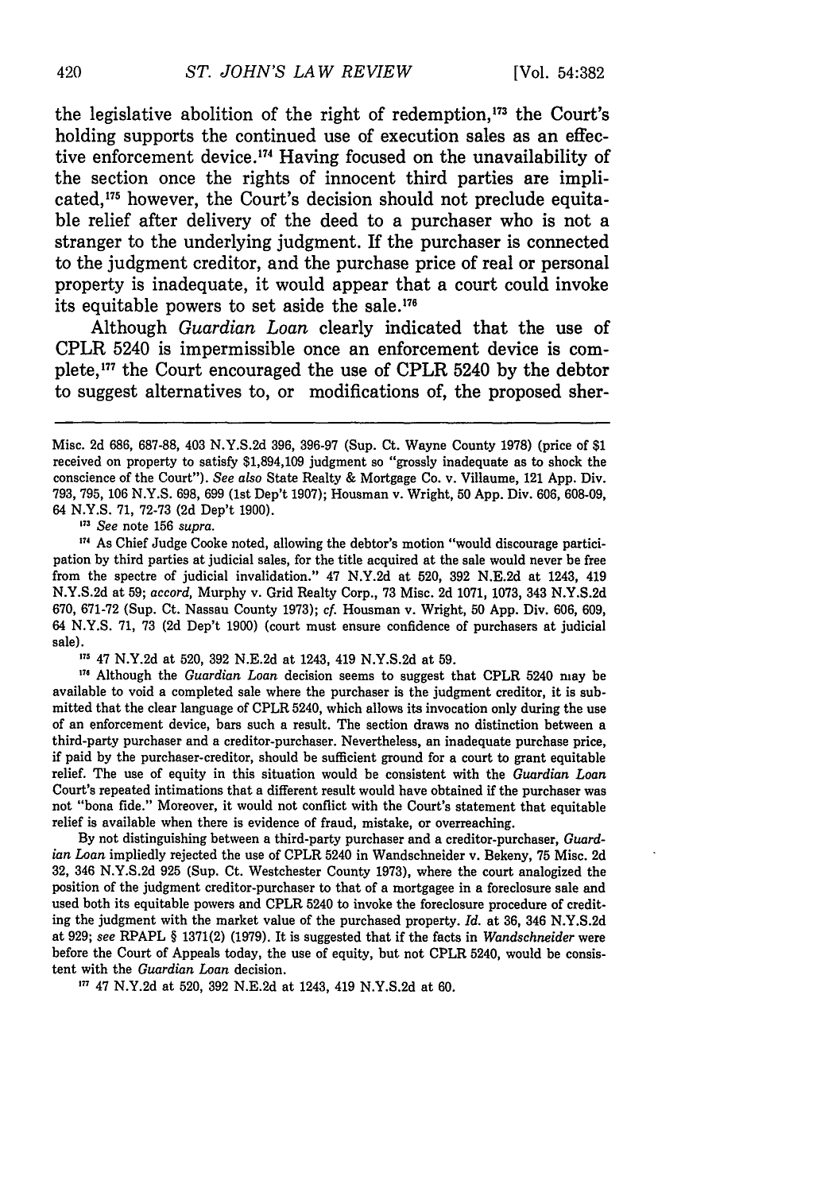the legislative abolition of the right of redemption,[173] the Court's holding supports the continued use of execution sales as an effective enforcement device.[174] Having focused on the unavailability of the section once the rights of innocent third parties are implicated,[175] however, the Court's decision should not preclude equitable relief after delivery of the deed to a purchaser who is not a stranger to the underlying judgment. If the purchaser is connected to the judgment creditor, and the purchase price of real or personal property is inadequate, it would appear that a court could invoke its equitable powers to set aside the sale.[176]

Although *Guardian Loan* clearly indicated that the use of CPLR 5240 is impermissible once an enforcement device is complete,[177] the Court encouraged the use of CPLR 5240 by the debtor to suggest alternatives to, or modifications of, the proposed sher-

---

Misc. 2d 686, 687-88, 403 N.Y.S.2d 396, 396-97 (Sup. Ct. Wayne County 1978) (price of $1 received on property to satisfy $1,894,109 judgment so "grossly inadequate as to shock the conscience of the Court"). *See also* State Realty & Mortgage Co. v. Villaume, 121 App. Div. 793, 795, 106 N.Y.S. 698, 699 (1st Dep't 1907); Housman v. Wright, 50 App. Div. 606, 608-09, 64 N.Y.S. 71, 72-73 (2d Dep't 1900).

[173] *See* note 156 *supra*.

[174] As Chief Judge Cooke noted, allowing the debtor's motion "would discourage participation by third parties at judicial sales, for the title acquired at the sale would never be free from the spectre of judicial invalidation." 47 N.Y.2d at 520, 392 N.E.2d at 1243, 419 N.Y.S.2d at 59; *accord*, Murphy v. Grid Realty Corp., 73 Misc. 2d 1071, 1073, 343 N.Y.S.2d 670, 671-72 (Sup. Ct. Nassau County 1973); *cf.* Housman v. Wright, 50 App. Div. 606, 609, 64 N.Y.S. 71, 73 (2d Dep't 1900) (court must ensure confidence of purchasers at judicial sale).

[175] 47 N.Y.2d at 520, 392 N.E.2d at 1243, 419 N.Y.S.2d at 59.

[176] Although the *Guardian Loan* decision seems to suggest that CPLR 5240 may be available to void a completed sale where the purchaser is the judgment creditor, it is submitted that the clear language of CPLR 5240, which allows its invocation only during the use of an enforcement device, bars such a result. The section draws no distinction between a third-party purchaser and a creditor-purchaser. Nevertheless, an inadequate purchase price, if paid by the purchaser-creditor, should be sufficient ground for a court to grant equitable relief. The use of equity in this situation would be consistent with the *Guardian Loan* Court's repeated intimations that a different result would have obtained if the purchaser was not "bona fide." Moreover, it would not conflict with the Court's statement that equitable relief is available when there is evidence of fraud, mistake, or overreaching.

By not distinguishing between a third-party purchaser and a creditor-purchaser, *Guardian Loan* impliedly rejected the use of CPLR 5240 in Wandschneider v. Bekeny, 75 Misc. 2d 32, 346 N.Y.S.2d 925 (Sup. Ct. Westchester County 1973), where the court analogized the position of the judgment creditor-purchaser to that of a mortgagee in a foreclosure sale and used both its equitable powers and CPLR 5240 to invoke the foreclosure procedure of crediting the judgment with the market value of the purchased property. *Id.* at 36, 346 N.Y.S.2d at 929; *see* RPAPL § 1371(2) (1979). It is suggested that if the facts in *Wandschneider* were before the Court of Appeals today, the use of equity, but not CPLR 5240, would be consistent with the *Guardian Loan* decision.

[177] 47 N.Y.2d at 520, 392 N.E.2d at 1243, 419 N.Y.S.2d at 60.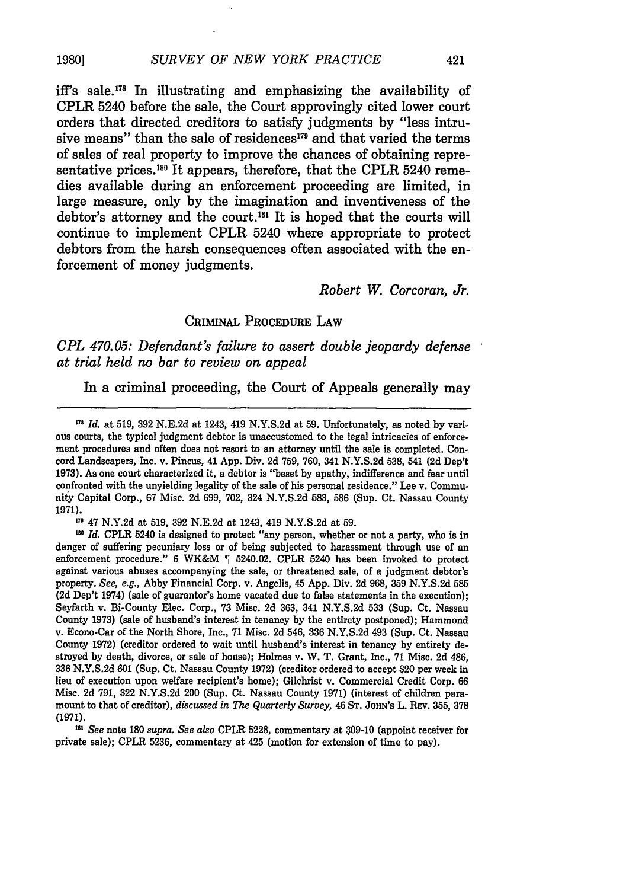iff's sale.[178] In illustrating and emphasizing the availability of CPLR 5240 before the sale, the Court approvingly cited lower court orders that directed creditors to satisfy judgments by "less intrusive means" than the sale of residences[179] and that varied the terms of sales of real property to improve the chances of obtaining representative prices.[180] It appears, therefore, that the CPLR 5240 remedies available during an enforcement proceeding are limited, in large measure, only by the imagination and inventiveness of the debtor's attorney and the court.[181] It is hoped that the courts will continue to implement CPLR 5240 where appropriate to protect debtors from the harsh consequences often associated with the enforcement of money judgments.

*Robert W. Corcoran, Jr.*

## CRIMINAL PROCEDURE LAW

### *CPL 470.05: Defendant's failure to assert double jeopardy defense at trial held no bar to review on appeal*

In a criminal proceeding, the Court of Appeals generally may

---

[178] *Id.* at 519, 392 N.E.2d at 1243, 419 N.Y.S.2d at 59. Unfortunately, as noted by various courts, the typical judgment debtor is unaccustomed to the legal intricacies of enforcement procedures and often does not resort to an attorney until the sale is completed. Concord Landscapers, Inc. v. Pincus, 41 App. Div. 2d 759, 760, 341 N.Y.S.2d 538, 541 (2d Dep't 1973). As one court characterized it, a debtor is "beset by apathy, indifference and fear until confronted with the unyielding legality of the sale of his personal residence." Lee v. Community Capital Corp., 67 Misc. 2d 699, 702, 324 N.Y.S.2d 583, 586 (Sup. Ct. Nassau County 1971).

[179] 47 N.Y.2d at 519, 392 N.E.2d at 1243, 419 N.Y.S.2d at 59.

[180] *Id.* CPLR 5240 is designed to protect "any person, whether or not a party, who is in danger of suffering pecuniary loss or of being subjected to harassment through use of an enforcement procedure." 6 WK&M ¶ 5240.02. CPLR 5240 has been invoked to protect against various abuses accompanying the sale, or threatened sale, of a judgment debtor's property. *See, e.g.,* Abby Financial Corp. v. Angelis, 45 App. Div. 2d 968, 359 N.Y.S.2d 585 (2d Dep't 1974) (sale of guarantor's home vacated due to false statements in the execution); Seyfarth v. Bi-County Elec. Corp., 73 Misc. 2d 363, 341 N.Y.S.2d 533 (Sup. Ct. Nassau County 1973) (sale of husband's interest in tenancy by the entirety postponed); Hammond v. Econo-Car of the North Shore, Inc., 71 Misc. 2d 546, 336 N.Y.S.2d 493 (Sup. Ct. Nassau County 1972) (creditor ordered to wait until husband's interest in tenancy by entirety destroyed by death, divorce, or sale of house); Holmes v. W. T. Grant, Inc., 71 Misc. 2d 486, 336 N.Y.S.2d 601 (Sup. Ct. Nassau County 1972) (creditor ordered to accept $20 per week in lieu of execution upon welfare recipient's home); Gilchrist v. Commercial Credit Corp. 66 Misc. 2d 791, 322 N.Y.S.2d 200 (Sup. Ct. Nassau County 1971) (interest of children paramount to that of creditor), *discussed in The Quarterly Survey,* 46 ST. JOHN'S L. REV. 355, 378 (1971).

[181] *See* note 180 *supra. See also* CPLR 5228, commentary at 309-10 (appoint receiver for private sale); CPLR 5236, commentary at 425 (motion for extension of time to pay).